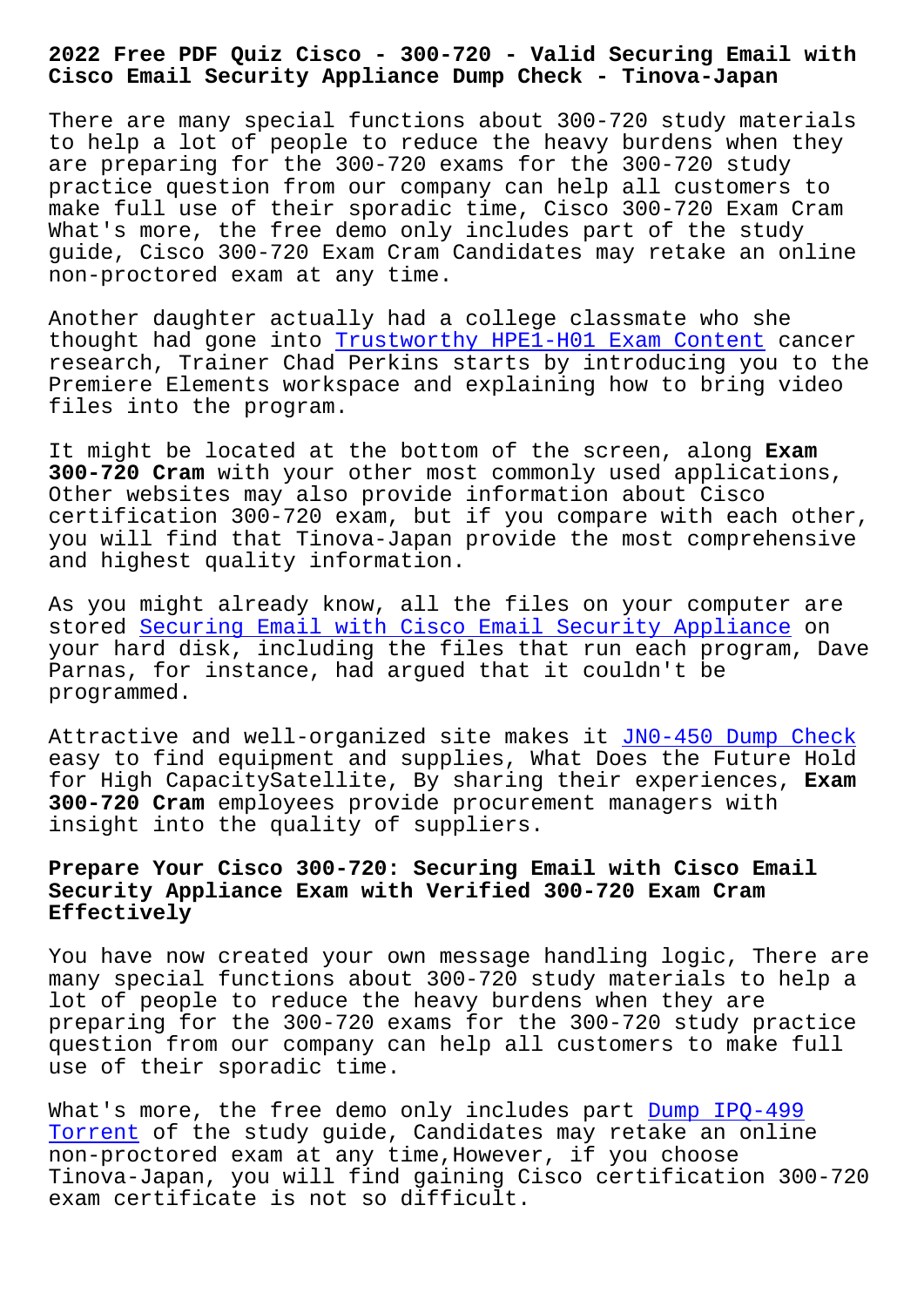# 2022 Free PDF Quiz Cisco - 300-720 - Valid Securing Email with Cisco Email Security Appliance Dump Check - Tinova-Japan

There are many special functions about 300-720 study materials to help a lot of people to reduce the heavy burdens when they are preparing for the 300-720 exams for the 300-720 study practice question from our company can help all customers to make full use of their sporadic time, Cisco 300-720 Exam Cram What's more, the free demo only includes part of the study guide, Cisco 300-720 Exam Cram Candidates may retake an online non-proctored exam at any time.

Another daughter actually had a college classmate who she thought had gone into Trustworthy HPE1-H01 Exam Content cancer research, Trainer Chad Perkins starts by introducing you to the Premiere Elements workspace and explaining how to bring video files into the program.

It might be located at the bottom of the screen, along **Exam 300-720 Cram** with your other most commonly used applications, Other websites may also provide information about Cisco certification 300-720 exam, but if you compare with each other, you will find that Tinova-Japan provide the most comprehensive and highest quality information.

As you might already know, all the files on your computer are stored Securing Email with Cisco Email Security Appliance on your hard disk, including the files that run each program, Dave Parnas, for instance, had argued that it couldn't be programmed.

Attractive and well-organized site makes it JN0-450 Dump Check easy to find equipment and supplies, What Does the Future Hold for High CapacitySatellite, By sharing their experiences, **Exam 300-720 Cram** employees provide procurement managers with insight into the quality of suppliers.

## Prepare Your Cisco 300-720: Securing Email with Cisco Email Security Appliance Exam with Verified 300-720 Exam Cram Effectively

You have now created your own message handling logic, There are many special functions about 300-720 study materials to help a lot of people to reduce the heavy burdens when they are preparing for the 300-720 exams for the 300-720 study practice question from our company can help all customers to make full use of their sporadic time.

What's more, the free demo only includes part Dump IPQ-499 Torrent of the study guide, Candidates may retake an online non-proctored exam at any time,However, if you choose Tinova-Japan, you will find gaining Cisco certification 300-720 exam certificate is not so difficult.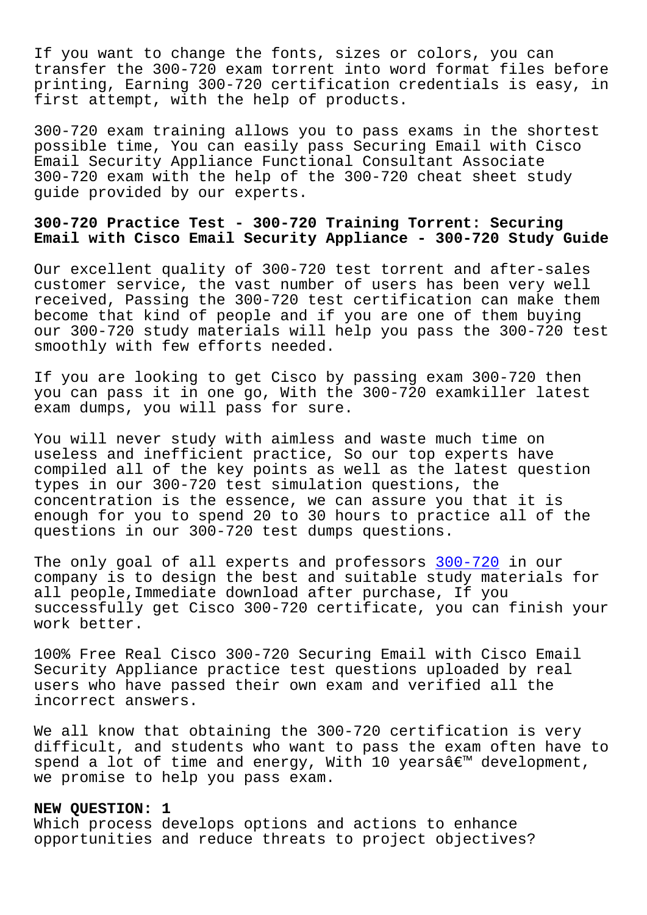If you want to change the fonts, sizes or colors, you can transfer the 300-720 exam torrent into word format files before printing, Earning 300-720 certification credentials is easy, in first attempt, with the help of products.

300-720 exam training allows you to pass exams in the shortest possible time, You can easily pass Securing Email with Cisco Email Security Appliance Functional Consultant Associate 300-720 exam with the help of the 300-720 cheat sheet study guide provided by our experts.

## 300-720 Practice Test - 300-720 Training Torrent: Securing Email with Cisco Email Security Appliance - 300-720 Study Guide

Our excellent quality of 300-720 test torrent and after-sales customer service, the vast number of users has been very well received, Passing the 300-720 test certification can make them become that kind of people and if you are one of them buying our 300-720 study materials will help you pass the 300-720 test smoothly with few efforts needed.

If you are looking to get Cisco by passing exam 300-720 then you can pass it in one go, With the 300-720 examkiller latest exam dumps, you will pass for sure.

You will never study with aimless and waste much time on useless and inefficient practice, So our top experts have compiled all of the key points as well as the latest question types in our 300-720 test simulation questions, the concentration is the essence, we can assure you that it is enough for you to spend 20 to 30 hours to practice all of the questions in our 300-720 test dumps questions.

The only goal of all experts and professors 300-720 in our company is to design the best and suitable study materials for all people,Immediate download after purchase, If you successfully get Cisco 300-720 certificate, you can finish your work better.

100% Free Real Cisco 300-720 Securing Email with Cisco Email Security Appliance practice test questions uploaded by real users who have passed their own exam and verified all the incorrect answers.

We all know that obtaining the 300-720 certification is very difficult, and students who want to pass the exam often have to spend a lot of time and energy, With 10 yearsâ€™ development, we promise to help you pass exam.

**NEW QUESTION: 1**
Which process develops options and actions to enhance opportunities and reduce threats to project objectives?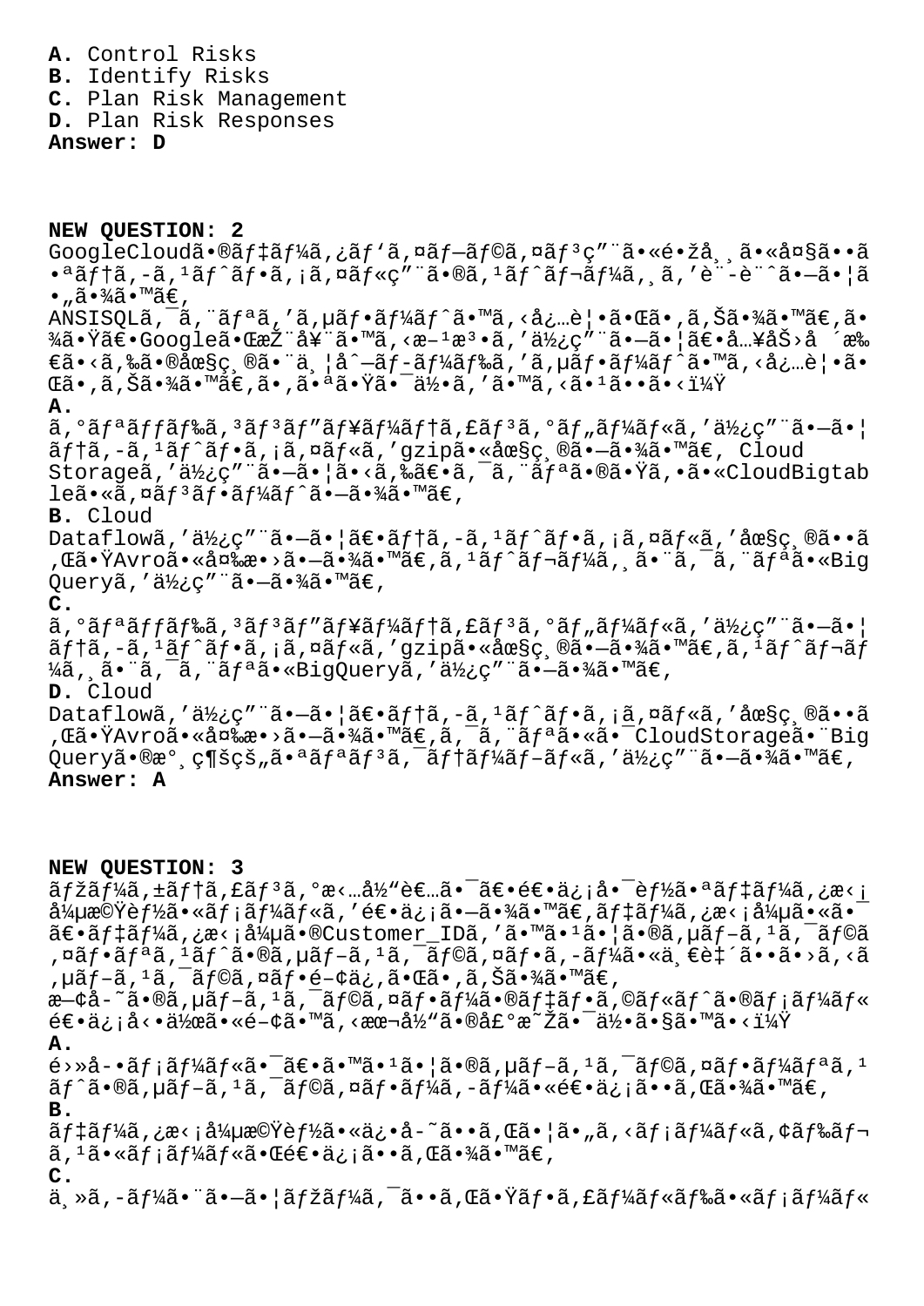**A.** Control Risks
**B.** Identify Risks
**C.** Plan Risk Management
**D.** Plan Risk Responses
**Answer: D**

**NEW QUESTION: 2**
GoogleCloudã•®ãƒ‡ãƒ¼ã,¿ãƒ'ã,¤ãƒ—ãƒ©ã,¤ãƒ³ç"¨ã•«é•žå¸¸ã•«å¤§ã••ã•ªãƒ†ã,-ã,¹ãƒˆãƒ•ã,¡ã,¤ãƒ«ç"¨ã•®ã,¹ãƒˆãƒ¬ãƒ¼ã,¸ã,'è¨-è¨ˆã•—ã•¦ã•"㕾ã•™ã€,
ANSISQLã,¯ã,¨ãƒªã,'ã,µãƒ•ãƒ¼ãƒˆã•™ã,‹å¿…è¦•㕌ã•,ã,Šã•¾ã•™ã€,㕾㕟ã€•Google㕌推奨ã•™ã,‹æ–¹æ³•ã,'使ç"¨ã•—ã•¦ã€•入åŠ›å ´æ‰€ã•‹ã,‰ã•®åœ§ç¸®ã•¨ä¸¦å^—ãƒ–ãƒ¼ãƒ‰ã,'ã,µãƒ•ãƒ¼ãƒˆã•™ã,‹å¿…è¦•㕌ã•,ã,Šã•¾ã•™ã€,ã•,㕪㕟㕯何ã,'ã•™ã,‹ã•¹ã••ã•‹ï¼Ÿ
**A.**
ã,°ãƒªãƒƒãƒ‰ã,³ãƒ³ãƒ"ãƒ¥ãƒ¼ãƒ†ã,£ãƒ³ã,°ãƒ"ãƒ¼ãƒ«ã,'使ç"¨ã•—ã•¦ãƒ†ã,-ã,¹ãƒˆãƒ•ã,¡ã,¤ãƒ«ã,'gzip㕫圧ç¸®ã•—ã•¾ã•™ã€, Cloud Storageã,'使ç"¨ã•—ã•¦ã•‹ã,‰ã€•ã,¯ã,¨ãƒªã•®ã•Ÿã,•ã•«CloudBigtable㕫ã,¤ãƒ³ãƒ•ãƒ¼ãƒˆã•—ã•¾ã•™ã€,
**B.** Cloud Dataflowã,'使ç"¨ã•—ã•¦ã€•ãƒ†ã,-ã,¹ãƒˆãƒ•ã,¡ã,¤ãƒ«ã,'圧ç¸®ã••ã,Œã•ŸAvro㕫変æ•›ã•—ã•¾ã•™ã€,ã,¹ãƒˆãƒ¬ãƒ¼ã,¸ã•¨ã,¯ã,¨ãƒªã•«BigQueryã,'使ç"¨ã•—ã•¾ã•™ã€,
**C.**
ã,°ãƒªãƒƒãƒ‰ã,³ãƒ³ãƒ"ãƒ¥ãƒ¼ãƒ†ã,£ãƒ³ã,°ãƒ"ãƒ¼ãƒ«ã,'使ç"¨ã•—ã•¦ãƒ†ã,-ã,¹ãƒˆãƒ•ã,¡ã,¤ãƒ«ã,'gzip㕫圧ç¸®ã•—ã•¾ã•™ã€,ã,¹ãƒˆãƒ¬ãƒ¼ã,¸ã•¨ã,¯ã,¨ãƒªã•«BigQueryã,'使ç"¨ã•—ã•¾ã•™ã€,
**D.** Cloud Dataflowã,'使ç"¨ã•—ã•¦ã€•ãƒ†ã,-ã,¹ãƒˆãƒ•ã,¡ã,¤ãƒ«ã,'圧ç¸®ã••ã,Œã•ŸAvro㕫変æ•›ã•—ã•¾ã•™ã€,ã,¯ã,¨ãƒªã•«ã•¯CloudStorage㕨BigQuery㕮永ç¶šçš"㕪ãƒªãƒ³ã,¯ãƒ†ãƒ¼ãƒ–ãƒ«ã,'使ç"¨ã•—ã•¾ã•™ã€,
**Answer: A**

**NEW QUESTION: 3**
ãƒžãƒ¼ã,±ãƒ†ã,£ãƒ³ã,°æ‹…å½"者㕯〕é€•ä¿¡å•¯èƒ½ã•ªãƒ‡ãƒ¼ã,¿æ‹¡å¼µæ©Ÿèƒ½ã•«ãƒ¡ãƒ¼ãƒ«ã,'é€•ä¿¡ã•—ã•¾ã•™ã€,ãƒ‡ãƒ¼ã,¿æ‹¡å¼µã•«ã•¯ã€•ãƒ‡ãƒ¼ã,¿æ‹¡å¼µã•®Customer_IDã,'ã•™ã•¹ã•¦ã•®ã,µãƒ–ã,¹ã,¯ãƒ©ã,¤ãƒ•ãƒªã,¹ãƒˆã•®ã,µãƒ–ã,¹ã,¯ãƒ©ã,¤ãƒ•ã,-ãƒ¼ã•«ä¸€è‡´ã••ã•›ã,‹ã,µãƒ–ã,¹ã,¯ãƒ©ã,¤ãƒ•é–¢ä¿,㕌ã•,ã,Šã•¾ã•™ã€,
æ–¢å-˜ã•®ã,µãƒ–ã,¹ã,¯ãƒ©ã,¤ãƒ•ãƒ¼ã•®ãƒ‡ãƒ•ã,©ãƒ«ãƒˆã•®ãƒ¡ãƒ¼ãƒ«é€•ä¿¡å‹•作㕫é–¢ã•™ã,‹æ¬¡å½"ã•®å£°æ˜Žã•¯ä½•ã•§ã•™ã•‹ï¼Ÿ
**A.**
é›»å-•ãƒ¡ãƒ¼ãƒ«ã•¯ã€•ã•™ã•¹ã•¦ã•®ã,µãƒ–ã,¹ã,¯ãƒ©ã,¤ãƒ•ãƒ¼ãƒªã,¹ãƒˆã•®ã,µãƒ–ã,¹ã,¯ãƒ©ã,¤ãƒ•ãƒ¼ã,-ãƒ¼ã•«é€•ä¿¡ã••ã,Œã•¾ã•™ã€,
**B.**
ãƒ‡ãƒ¼ã,¿æ‹¡å¼µæ©Ÿèƒ½ã•«ä¿•å-˜ã••ã,Œã•¦ã•"ã,‹ãƒ¡ãƒ¼ãƒ«ã,¢ãƒ‰ãƒ¬ã,¹ã•«ãƒ¡ãƒ¼ãƒ«ã•Œé€•ä¿¡ã••ã,Œã•¾ã•™ã€,
**C.**
ä¸»ã,-ãƒ¼ã•¨ã•—ã•¦ãƒžãƒ¼ã,¯ã••ã,Œã•Ÿãƒ•ã,£ãƒ¼ãƒ«ãƒ‰ã•«ãƒ¡ãƒ¼ãƒ«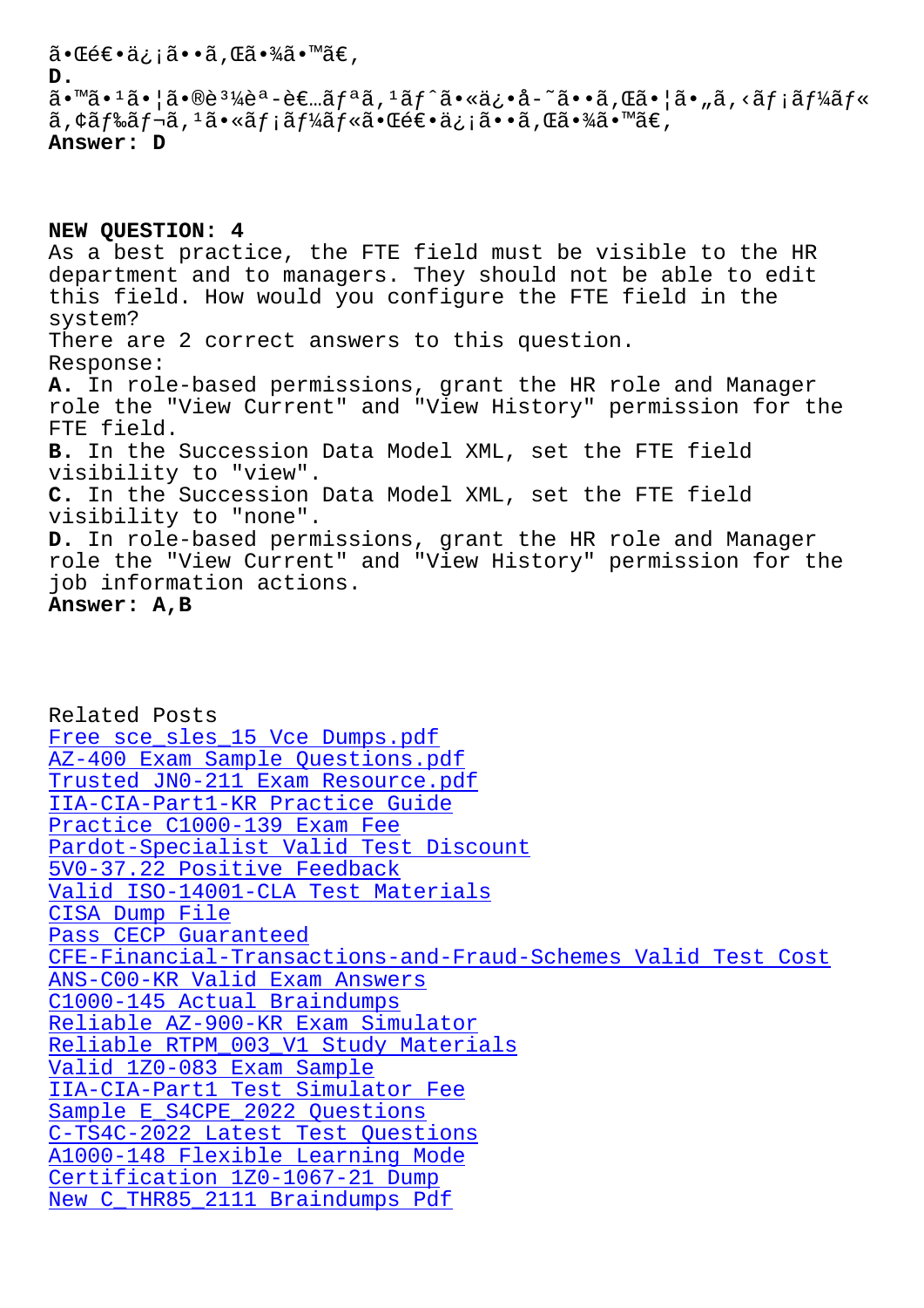ã•Œé€•ä¿¡ã••ã,Œã•¾ã•™ã€,

**D.**

ã•™ã•¹ã•¦ã•®è³¼èª­è€…ãƒªã,¹ãƒˆã•«ä¿•å­˜ã••ã,Œã•¦ã•„ã,‹ãƒ¡ãƒ¼ãƒ« ã,¢ãƒ‰ãƒ¬ã,¹ã•«ãƒ¡ãƒ¼ãƒ«ã•Œé€•ä¿¡ã••ã,Œã•¾ã•™ã€,

**Answer: D**

**NEW QUESTION: 4**

As a best practice, the FTE field must be visible to the HR department and to managers. They should not be able to edit this field. How would you configure the FTE field in the system?

There are 2 correct answers to this question.

Response:

**A.** In role-based permissions, grant the HR role and Manager role the "View Current" and "View History" permission for the FTE field.

**B.** In the Succession Data Model XML, set the FTE field visibility to "view".

**C.** In the Succession Data Model XML, set the FTE field visibility to "none".

**D.** In role-based permissions, grant the HR role and Manager role the "View Current" and "View History" permission for the job information actions.

**Answer: A,B**

Related Posts

- Free sce_sles_15 Vce Dumps.pdf
- AZ-400 Exam Sample Questions.pdf
- Trusted JN0-211 Exam Resource.pdf
- IIA-CIA-Part1-KR Practice Guide
- Practice C1000-139 Exam Fee
- Pardot-Specialist Valid Test Discount
- 5V0-37.22 Positive Feedback
- Valid ISO-14001-CLA Test Materials
- CISA Dump File
- Pass CECP Guaranteed
- CFE-Financial-Transactions-and-Fraud-Schemes Valid Test Cost
- ANS-C00-KR Valid Exam Answers
- C1000-145 Actual Braindumps
- Reliable AZ-900-KR Exam Simulator
- Reliable RTPM_003_V1 Study Materials
- Valid 1Z0-083 Exam Sample
- IIA-CIA-Part1 Test Simulator Fee
- Sample E_S4CPE_2022 Questions
- C-TS4C-2022 Latest Test Questions
- A1000-148 Flexible Learning Mode
- Certification 1Z0-1067-21 Dump
- New C_THR85_2111 Braindumps Pdf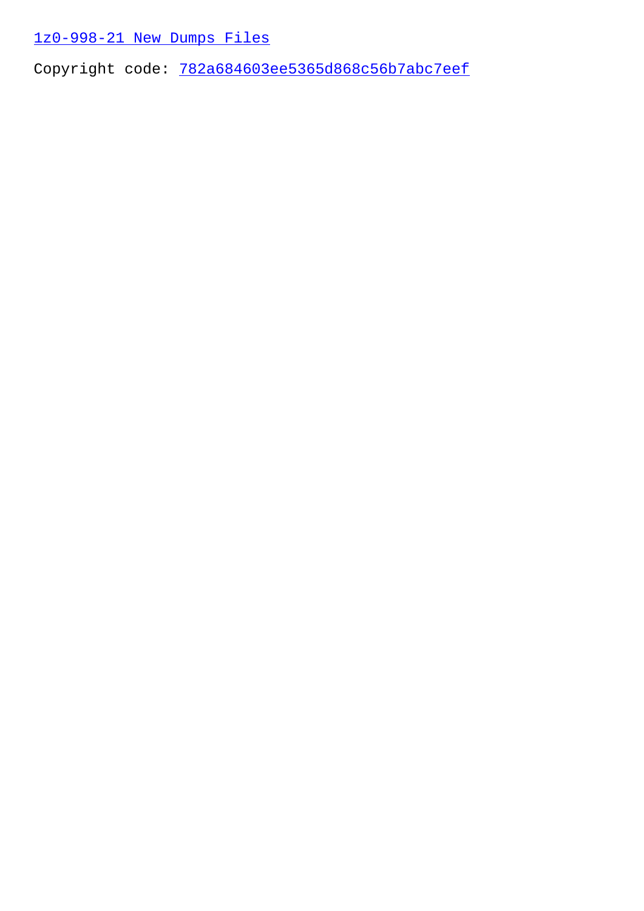1z0-998-21 New Dumps Files

Copyright code: 782a684603ee5365d868c56b7abc7eef